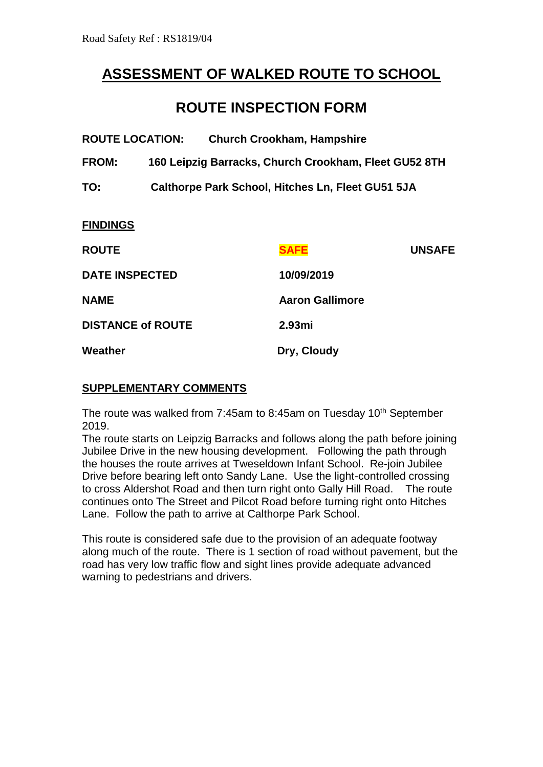Road Safety Ref : RS1819/04

# ASSESSMENT OF WALKED ROUTE TO SCHOOL

## ROUTE INSPECTION FORM

**ROUTE LOCATION:** **Church Crookham, Hampshire**

**FROM:** **160 Leipzig Barracks, Church Crookham, Fleet GU52 8TH**

**TO:** **Calthorpe Park School, Hitches Ln, Fleet GU51 5JA**

**FINDINGS**

| | | |
|---|---|---|
| **ROUTE** | **SAFE** | **UNSAFE** |
| **DATE INSPECTED** | **10/09/2019** | |
| **NAME** | **Aaron Gallimore** | |
| **DISTANCE of ROUTE** | **2.93mi** | |
| **Weather** | **Dry, Cloudy** | |

**SUPPLEMENTARY COMMENTS**

The route was walked from 7:45am to 8:45am on Tuesday 10th September 2019.

The route starts on Leipzig Barracks and follows along the path before joining Jubilee Drive in the new housing development. Following the path through the houses the route arrives at Tweseldown Infant School. Re-join Jubilee Drive before bearing left onto Sandy Lane. Use the light-controlled crossing to cross Aldershot Road and then turn right onto Gally Hill Road. The route continues onto The Street and Pilcot Road before turning right onto Hitches Lane. Follow the path to arrive at Calthorpe Park School.

This route is considered safe due to the provision of an adequate footway along much of the route. There is 1 section of road without pavement, but the road has very low traffic flow and sight lines provide adequate advanced warning to pedestrians and drivers.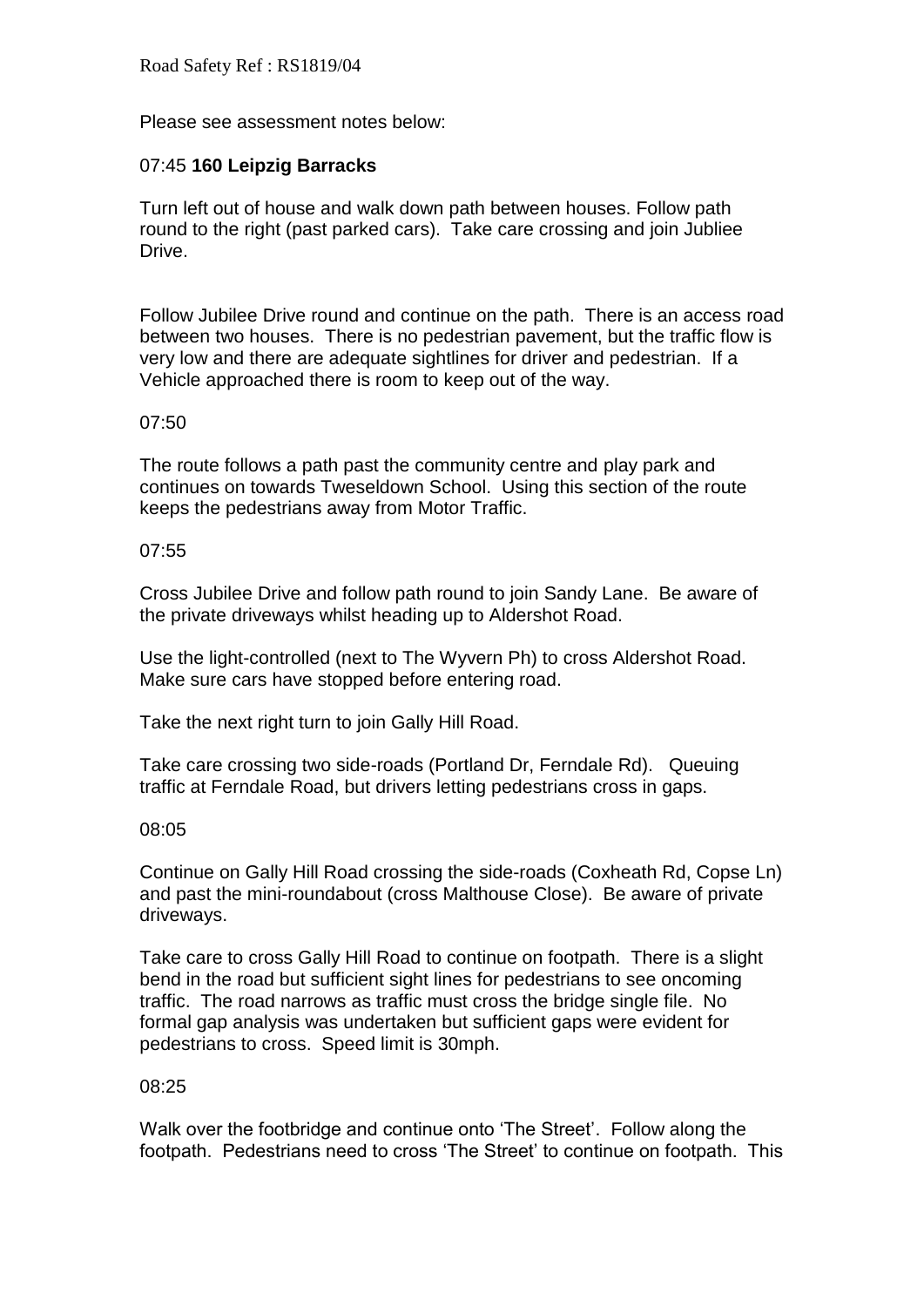Road Safety Ref : RS1819/04

Please see assessment notes below:

07:45 **160 Leipzig Barracks**

Turn left out of house and walk down path between houses. Follow path round to the right (past parked cars). Take care crossing and join Jubliee Drive.

Follow Jubilee Drive round and continue on the path. There is an access road between two houses. There is no pedestrian pavement, but the traffic flow is very low and there are adequate sightlines for driver and pedestrian. If a Vehicle approached there is room to keep out of the way.

07:50

The route follows a path past the community centre and play park and continues on towards Tweseldown School. Using this section of the route keeps the pedestrians away from Motor Traffic.

07:55

Cross Jubilee Drive and follow path round to join Sandy Lane. Be aware of the private driveways whilst heading up to Aldershot Road.

Use the light-controlled (next to The Wyvern Ph) to cross Aldershot Road. Make sure cars have stopped before entering road.

Take the next right turn to join Gally Hill Road.

Take care crossing two side-roads (Portland Dr, Ferndale Rd). Queuing traffic at Ferndale Road, but drivers letting pedestrians cross in gaps.

08:05

Continue on Gally Hill Road crossing the side-roads (Coxheath Rd, Copse Ln) and past the mini-roundabout (cross Malthouse Close). Be aware of private driveways.

Take care to cross Gally Hill Road to continue on footpath. There is a slight bend in the road but sufficient sight lines for pedestrians to see oncoming traffic. The road narrows as traffic must cross the bridge single file. No formal gap analysis was undertaken but sufficient gaps were evident for pedestrians to cross. Speed limit is 30mph.

08:25

Walk over the footbridge and continue onto 'The Street'. Follow along the footpath. Pedestrians need to cross 'The Street' to continue on footpath. This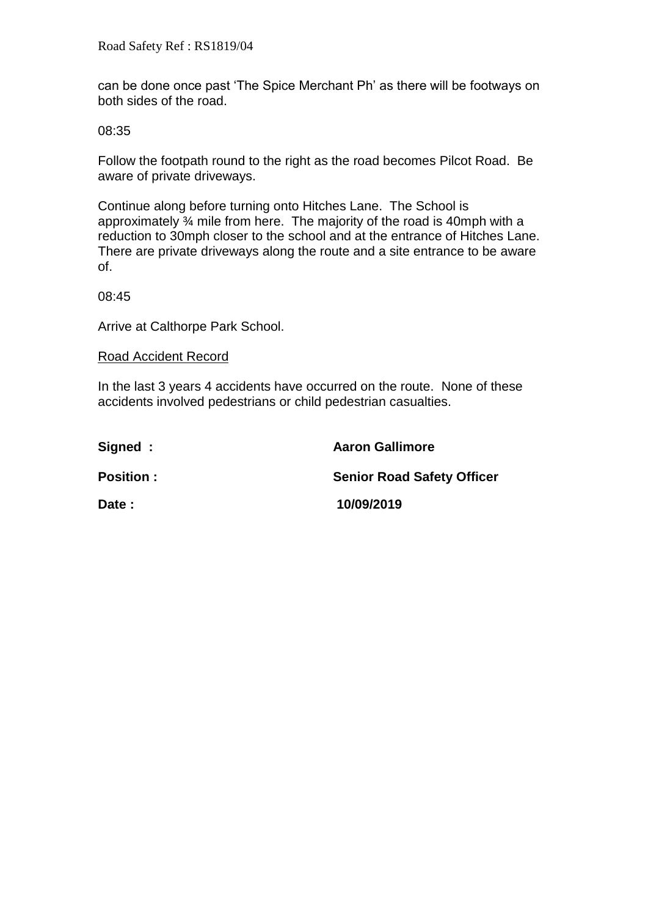can be done once past 'The Spice Merchant Ph' as there will be footways on both sides of the road.

08:35

Follow the footpath round to the right as the road becomes Pilcot Road. Be aware of private driveways.

Continue along before turning onto Hitches Lane. The School is approximately ¾ mile from here. The majority of the road is 40mph with a reduction to 30mph closer to the school and at the entrance of Hitches Lane. There are private driveways along the route and a site entrance to be aware of.

08:45

Arrive at Calthorpe Park School.

<u>Road Accident Record</u>

In the last 3 years 4 accidents have occurred on the route. None of these accidents involved pedestrians or child pedestrian casualties.

| | |
|---|---|
| **Signed :** | **Aaron Gallimore** |
| **Position :** | **Senior Road Safety Officer** |
| **Date :** | **10/09/2019** |